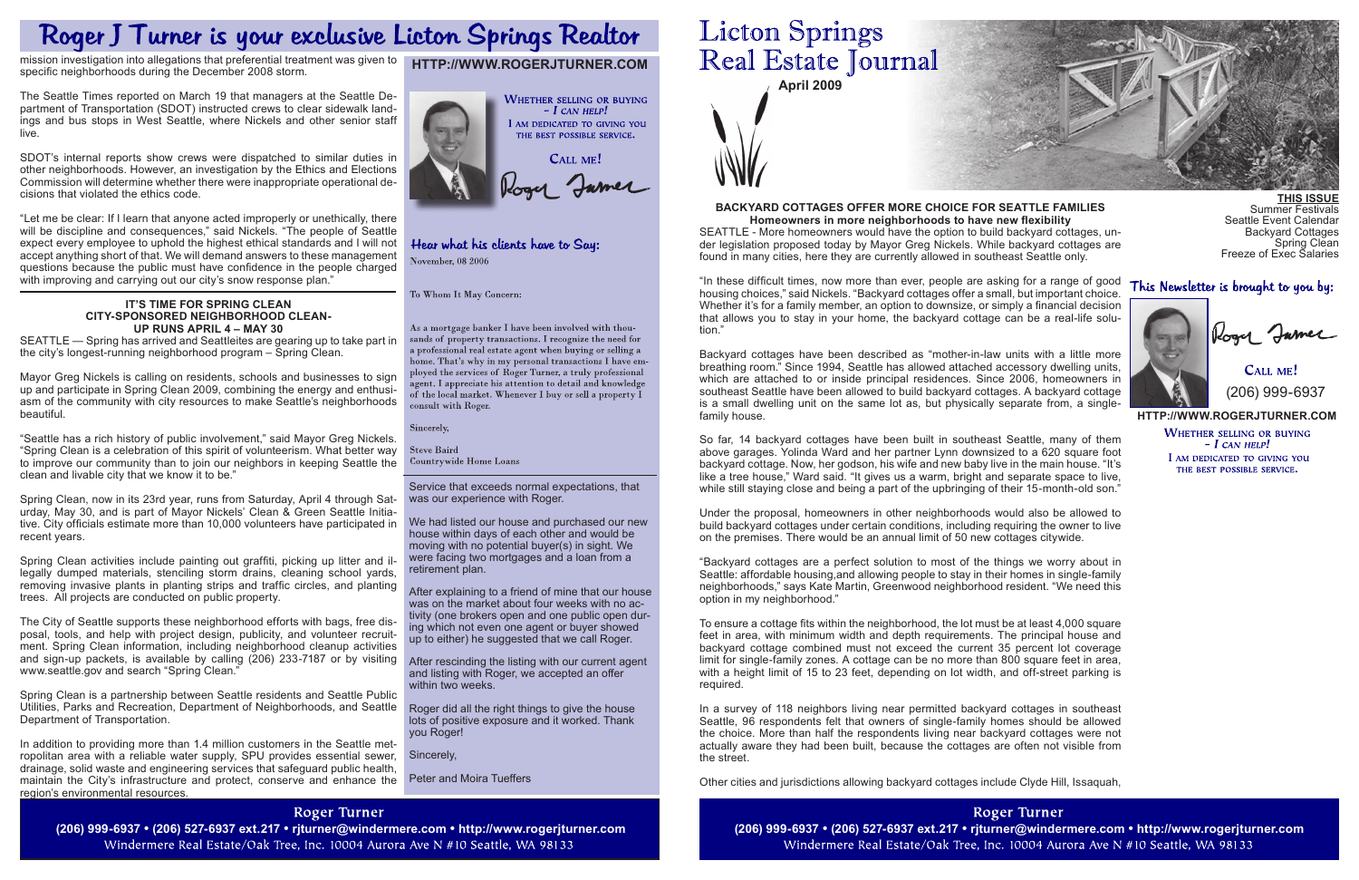# Roger J Turner is your exclusive Licton Springs Realtor

mission investigation into allegations that preferential treatment was given to specific neighborhoods during the December 2008 storm.

The Seattle Times reported on March 19 that managers at the Seattle Department of Transportation (SDOT) instructed crews to clear sidewalk landings and bus stops in West Seattle, where Nickels and other senior staff live.

SDOT's internal reports show crews were dispatched to similar duties in other neighborhoods. However, an investigation by the Ethics and Elections Commission will determine whether there were inappropriate operational decisions that violated the ethics code.

"Let me be clear: If I learn that anyone acted improperly or unethically, there will be discipline and consequences," said Nickels. "The people of Seattle expect every employee to uphold the highest ethical standards and I will not accept anything short of that. We will demand answers to these management questions because the public must have confidence in the people charged with improving and carrying out our city's snow response plan."

### IT'S TIME FOR SPRING CLEAN CITY-SPONSORED NEIGHBORHOOD CLEAN-UP RUNS APRIL 4 – MAY 30

SEATTLE — Spring has arrived and Seattleites are gearing up to take part in the city's longest-running neighborhood program – Spring Clean.

Mayor Greg Nickels is calling on residents, schools and businesses to sign up and participate in Spring Clean 2009, combining the energy and enthusiasm of the community with city resources to make Seattle's neighborhoods beautiful.

"Seattle has a rich history of public involvement," said Mayor Greg Nickels. "Spring Clean is a celebration of this spirit of volunteerism. What better way to improve our community than to join our neighbors in keeping Seattle the clean and livable city that we know it to be."

Spring Clean, now in its 23rd year, runs from Saturday, April 4 through Saturday, May 30, and is part of Mayor Nickels' Clean & Green Seattle Initiative. City officials estimate more than 10,000 volunteers have participated in recent years.

Spring Clean activities include painting out graffiti, picking up litter and illegally dumped materials, stenciling storm drains, cleaning school yards, removing invasive plants in planting strips and traffic circles, and planting trees. All projects are conducted on public property.

The City of Seattle supports these neighborhood efforts with bags, free disposal, tools, and help with project design, publicity, and volunteer recruitment. Spring Clean information, including neighborhood cleanup activities and sign-up packets, is available by calling (206) 233-7187 or by visiting www.seattle.gov and search "Spring Clean."

Spring Clean is a partnership between Seattle residents and Seattle Public Utilities, Parks and Recreation, Department of Neighborhoods, and Seattle Department of Transportation.

In addition to providing more than 1.4 million customers in the Seattle metropolitan area with a reliable water supply, SPU provides essential sewer, drainage, solid waste and engineering services that safeguard public health, maintain the City's infrastructure and protect, conserve and enhance the region's environmental resources.

**HTTP://WWW.ROGERJTURNER.COM**

WHETHER SELLING OR BUYING – *I CAN HELP!*
I AM DEDICATED TO GIVING YOU THE BEST POSSIBLE SERVICE.

CALL ME!

Roger Turner

## Hear what his clients have to Say:

November, 08 2006

To Whom It May Concern:

As a mortgage banker I have been involved with thousands of property transactions. I recognize the need for a professional real estate agent when buying or selling a home. That's why in my personal transactions I have employed the services of Roger Turner, a truly professional agent. I appreciate his attention to detail and knowledge of the local market. Whenever I buy or sell a property I consult with Roger.

Sincerely,

Steve Baird
Countrywide Home Loans

---

Service that exceeds normal expectations, that was our experience with Roger.

We had listed our house and purchased our new house within days of each other and would be moving with no potential buyer(s) in sight. We were facing two mortgages and a loan from a retirement plan.

After explaining to a friend of mine that our house was on the market about four weeks with no activity (one brokers open and one public open during which not even one agent or buyer showed up to either) he suggested that we call Roger.

After rescinding the listing with our current agent and listing with Roger, we accepted an offer within two weeks.

Roger did all the right things to give the house lots of positive exposure and it worked. Thank you Roger!

Sincerely,

Peter and Moira Tueffers

**Roger Turner**
**(206) 999-6937 • (206) 527-6937 ext.217 • rjturner@windermere.com • http://www.rogerjturner.com**
Windermere Real Estate/Oak Tree, Inc. 10004 Aurora Ave N #10 Seattle, WA 98133

# Licton Springs Real Estate Journal

**April 2009**

**THIS ISSUE**
Summer Festivals
Seattle Event Calendar
Backyard Cottages
Spring Clean
Freeze of Exec Salaries

### BACKYARD COTTAGES OFFER MORE CHOICE FOR SEATTLE FAMILIES
**Homeowners in more neighborhoods to have new flexibility**

SEATTLE - More homeowners would have the option to build backyard cottages, under legislation proposed today by Mayor Greg Nickels. While backyard cottages are found in many cities, here they are currently allowed in southeast Seattle only.

"In these difficult times, now more than ever, people are asking for a range of good housing choices," said Nickels. "Backyard cottages offer a small, but important choice. Whether it's for a family member, an option to downsize, or simply a financial decision that allows you to stay in your home, the backyard cottage can be a real-life solution."

Backyard cottages have been described as "mother-in-law units with a little more breathing room." Since 1994, Seattle has allowed attached accessory dwelling units, which are attached to or inside principal residences. Since 2006, homeowners in southeast Seattle have been allowed to build backyard cottages. A backyard cottage is a small dwelling unit on the same lot as, but physically separate from, a single-family house.

So far, 14 backyard cottages have been built in southeast Seattle, many of them above garages. Yolinda Ward and her partner Lynn downsized to a 620 square foot backyard cottage. Now, her godson, his wife and new baby live in the main house. "It's like a tree house," Ward said. "It gives us a warm, bright and separate space to live, while still staying close and being a part of the upbringing of their 15-month-old son."

Under the proposal, homeowners in other neighborhoods would also be allowed to build backyard cottages under certain conditions, including requiring the owner to live on the premises. There would be an annual limit of 50 new cottages citywide.

"Backyard cottages are a perfect solution to most of the things we worry about in Seattle: affordable housing,and allowing people to stay in their homes in single-family neighborhoods," says Kate Martin, Greenwood neighborhood resident. "We need this option in my neighborhood."

To ensure a cottage fits within the neighborhood, the lot must be at least 4,000 square feet in area, with minimum width and depth requirements. The principal house and backyard cottage combined must not exceed the current 35 percent lot coverage limit for single-family zones. A cottage can be no more than 800 square feet in area, with a height limit of 15 to 23 feet, depending on lot width, and off-street parking is required.

In a survey of 118 neighbors living near permitted backyard cottages in southeast Seattle, 96 respondents felt that owners of single-family homes should be allowed the choice. More than half the respondents living near backyard cottages were not actually aware they had been built, because the cottages are often not visible from the street.

Other cities and jurisdictions allowing backyard cottages include Clyde Hill, Issaquah,

## This Newsletter is brought to you by:

Roger Turner

CALL ME!
(206) 999-6937

**HTTP://WWW.ROGERJTURNER.COM**

WHETHER SELLING OR BUYING – *I CAN HELP!*
I AM DEDICATED TO GIVING YOU THE BEST POSSIBLE SERVICE.

**Roger Turner**
**(206) 999-6937 • (206) 527-6937 ext.217 • rjturner@windermere.com • http://www.rogerjturner.com**
Windermere Real Estate/Oak Tree, Inc. 10004 Aurora Ave N #10 Seattle, WA 98133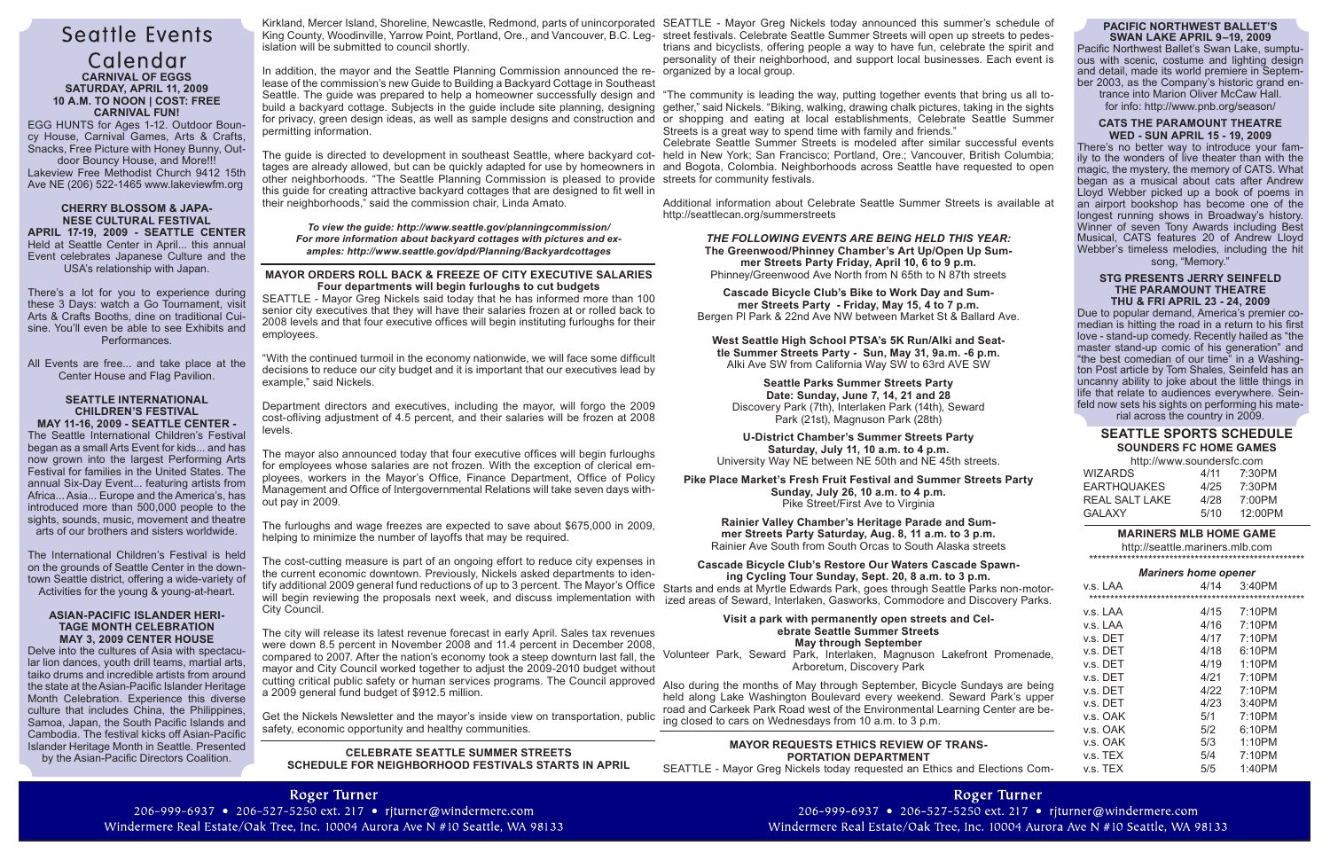# Seattle Events Calendar

### CARNIVAL OF EGGS
**SATURDAY, APRIL 11, 2009**
**10 A.M. TO NOON | COST: FREE**
**CARNIVAL FUN!**

EGG HUNTS for Ages 1-12. Outdoor Bouncy House, Carnival Games, Arts & Crafts, Snacks, Free Picture with Honey Bunny, Outdoor Bouncy House, and More!!! Lakeview Free Methodist Church 9412 15th Ave NE (206) 522-1465 www.lakeviewfm.org

### CHERRY BLOSSOM & JAPANESE CULTURAL FESTIVAL
**APRIL 17-19, 2009 - SEATTLE CENTER**

Held at Seattle Center in April... this annual Event celebrates Japanese Culture and the USA's relationship with Japan.

There's a lot for you to experience during these 3 Days: watch a Go Tournament, visit Arts & Crafts Booths, dine on traditional Cuisine. You'll even be able to see Exhibits and Performances.

All Events are free... and take place at the Center House and Flag Pavilion.

### SEATTLE INTERNATIONAL CHILDREN'S FESTIVAL
**MAY 11-16, 2009 - SEATTLE CENTER -**

The Seattle International Children's Festival began as a small Arts Event for kids... and has now grown into the largest Performing Arts Festival for families in the United States. The annual Six-Day Event... featuring artists from Africa... Asia... Europe and the America's, has introduced more than 500,000 people to the sights, sounds, music, movement and theatre arts of our brothers and sisters worldwide.

The International Children's Festival is held on the grounds of Seattle Center in the downtown Seattle district, offering a wide-variety of Activities for the young & young-at-heart.

### ASIAN-PACIFIC ISLANDER HERITAGE MONTH CELEBRATION
**MAY 3, 2009 CENTER HOUSE**

Delve into the cultures of Asia with spectacular lion dances, youth drill teams, martial arts, taiko drums and incredible artists from around the state at the Asian-Pacific Islander Heritage Month Celebration. Experience this diverse culture that includes China, the Philippines, Samoa, Japan, the South Pacific Islands and Cambodia. The festival kicks off Asian-Pacific Islander Heritage Month in Seattle. Presented by the Asian-Pacific Directors Coalition.

Kirkland, Mercer Island, Shoreline, Newcastle, Redmond, parts of unincorporated King County, Woodinville, Yarrow Point, Portland, Ore., and Vancouver, B.C. Legislation will be submitted to council shortly.

In addition, the mayor and the Seattle Planning Commission announced the release of the commission's new Guide to Building a Backyard Cottage in Southeast Seattle. The guide was prepared to help a homeowner successfully design and build a backyard cottage. Subjects in the guide include site planning, designing for privacy, green design ideas, as well as sample designs and construction and permitting information.

The guide is directed to development in southeast Seattle, where backyard cottages are already allowed, but can be quickly adapted for use by homeowners in other neighborhoods. "The Seattle Planning Commission is pleased to provide this guide for creating attractive backyard cottages that are designed to fit well in their neighborhoods," said the commission chair, Linda Amato.

*To view the guide: http://www.seattle.gov/planningcommission/*
*For more information about backyard cottages with pictures and examples: http://www.seattle.gov/dpd/Planning/Backyardcottages*

### MAYOR ORDERS ROLL BACK & FREEZE OF CITY EXECUTIVE SALARIES
**Four departments will begin furloughs to cut budgets**

SEATTLE - Mayor Greg Nickels said today that he has informed more than 100 senior city executives that they will have their salaries frozen at or rolled back to 2008 levels and that four executive offices will begin instituting furloughs for their employees.

"With the continued turmoil in the economy nationwide, we will face some difficult decisions to reduce our city budget and it is important that our executives lead by example," said Nickels.

Department directors and executives, including the mayor, will forgo the 2009 cost-ofliving adjustment of 4.5 percent, and their salaries will be frozen at 2008 levels.

The mayor also announced today that four executive offices will begin furloughs for employees whose salaries are not frozen. With the exception of clerical employees, workers in the Mayor's Office, Finance Department, Office of Policy Management and Office of Intergovernmental Relations will take seven days without pay in 2009.

The furloughs and wage freezes are expected to save about $675,000 in 2009, helping to minimize the number of layoffs that may be required.

The cost-cutting measure is part of an ongoing effort to reduce city expenses in the current economic downturn. Previously, Nickels asked departments to identify additional 2009 general fund reductions of up to 3 percent. The Mayor's Office will begin reviewing the proposals next week, and discuss implementation with City Council.

The city will release its latest revenue forecast in early April. Sales tax revenues were down 8.5 percent in November 2008 and 11.4 percent in December 2008, compared to 2007. After the nation's economy took a steep downturn last fall, the mayor and City Council worked together to adjust the 2009-2010 budget without cutting critical public safety or human services programs. The Council approved a 2009 general fund budget of $912.5 million.

Get the Nickels Newsletter and the mayor's inside view on transportation, public safety, economic opportunity and healthy communities.

### CELEBRATE SEATTLE SUMMER STREETS SCHEDULE FOR NEIGHBORHOOD FESTIVALS STARTS IN APRIL

SEATTLE - Mayor Greg Nickels today announced this summer's schedule of street festivals. Celebrate Seattle Summer Streets will open up streets to pedestrians and bicyclists, offering people a way to have fun, celebrate the spirit and personality of their neighborhood, and support local businesses. Each event is organized by a local group.

"The community is leading the way, putting together events that bring us all together," said Nickels. "Biking, walking, drawing chalk pictures, taking in the sights or shopping and eating at local establishments, Celebrate Seattle Summer Streets is a great way to spend time with family and friends."

Celebrate Seattle Summer Streets is modeled after similar successful events held in New York; San Francisco; Portland, Ore.; Vancouver, British Columbia; and Bogota, Colombia. Neighborhoods across Seattle have requested to open streets for community festivals.

Additional information about Celebrate Seattle Summer Streets is available at http://seattlecan.org/summerstreets

***THE FOLLOWING EVENTS ARE BEING HELD THIS YEAR:***

**The Greenwood/Phinney Chamber's Art Up/Open Up Summer Streets Party Friday, April 10, 6 to 9 p.m.**
Phinney/Greenwood Ave North from N 65th to N 87th streets

**Cascade Bicycle Club's Bike to Work Day and Summer Streets Party - Friday, May 15, 4 to 7 p.m.**
Bergen Pl Park & 22nd Ave NW between Market St & Ballard Ave.

**West Seattle High School PTSA's 5K Run/Alki and Seattle Summer Streets Party - Sun, May 31, 9a.m. -6 p.m.**
Alki Ave SW from California Way SW to 63rd AVE SW

**Seattle Parks Summer Streets Party**
**Date: Sunday, June 7, 14, 21 and 28**
Discovery Park (7th), Interlaken Park (14th), Seward Park (21st), Magnuson Park (28th)

**U-District Chamber's Summer Streets Party**
**Saturday, July 11, 10 a.m. to 4 p.m.**
University Way NE between NE 50th and NE 45th streets.

**Pike Place Market's Fresh Fruit Festival and Summer Streets Party**
**Sunday, July 26, 10 a.m. to 4 p.m.**
Pike Street/First Ave to Virginia

**Rainier Valley Chamber's Heritage Parade and Summer Streets Party Saturday, Aug. 8, 11 a.m. to 3 p.m.**
Rainier Ave South from South Orcas to South Alaska streets

**Cascade Bicycle Club's Restore Our Waters Cascade Spawning Cycling Tour Sunday, Sept. 20, 8 a.m. to 3 p.m.**
Starts and ends at Myrtle Edwards Park, goes through Seattle Parks non-motorized areas of Seward, Interlaken, Gasworks, Commodore and Discovery Parks.

**Visit a park with permanently open streets and Celebrate Seattle Summer Streets**
**May through September**
Volunteer Park, Seward Park, Interlaken, Magnuson Lakefront Promenade, Arboretum, Discovery Park

Also during the months of May through September, Bicycle Sundays are being held along Lake Washington Boulevard every weekend. Seward Park's upper road and Carkeek Park Road west of the Environmental Learning Center are being closed to cars on Wednesdays from 10 a.m. to 3 p.m.

### MAYOR REQUESTS ETHICS REVIEW OF TRANSPORTATION DEPARTMENT

SEATTLE - Mayor Greg Nickels today requested an Ethics and Elections Com-

### PACIFIC NORTHWEST BALLET'S SWAN LAKE APRIL 9–19, 2009

Pacific Northwest Ballet's Swan Lake, sumptuous with scenic, costume and lighting design and detail, made its world premiere in September 2003, as the Company's historic grand entrance into Marion Oliver McCaw Hall. for info: http://www.pnb.org/season/

### CATS THE PARAMOUNT THEATRE
**WED - SUN APRIL 15 - 19, 2009**

There's no better way to introduce your family to the wonders of live theater than with the magic, the mystery, the memory of CATS. What began as a musical about cats after Andrew Lloyd Webber picked up a book of poems in an airport bookshop has become one of the longest running shows in Broadway's history. Winner of seven Tony Awards including Best Musical, CATS features 20 of Andrew Lloyd Webber's timeless melodies, including the hit song, "Memory."

### STG PRESENTS JERRY SEINFELD THE PARAMOUNT THEATRE
**THU & FRI APRIL 23 - 24, 2009**

Due to popular demand, America's premier comedian is hitting the road in a return to his first love - stand-up comedy. Recently hailed as "the master stand-up comic of his generation" and "the best comedian of our time" in a Washington Post article by Tom Shales, Seinfeld has an uncanny ability to joke about the little things in life that relate to audiences everywhere. Seinfeld now sets his sights on performing his material across the country in 2009.

## SEATTLE SPORTS SCHEDULE

### SOUNDERS FC HOME GAMES
http://www.soundersfc.com

| | | |
|---|---|---|
| WIZARDS | 4/11 | 7:30PM |
| EARTHQUAKES | 4/25 | 7:30PM |
| REAL SALT LAKE | 4/28 | 7:00PM |
| GALAXY | 5/10 | 12:00PM |

### MARINERS MLB HOME GAME
http://seattle.mariners.mlb.com

*Mariners home opener*

| | | |
|---|---|---|
| v.s. LAA | 4/14 | 3:40PM |
| v.s. LAA | 4/15 | 7:10PM |
| v.s. LAA | 4/16 | 7:10PM |
| v.s. DET | 4/17 | 7:10PM |
| v.s. DET | 4/18 | 6:10PM |
| v.s. DET | 4/19 | 1:10PM |
| v.s. DET | 4/21 | 7:10PM |
| v.s. DET | 4/22 | 7:10PM |
| v.s. DET | 4/23 | 3:40PM |
| v.s. OAK | 5/1 | 7:10PM |
| v.s. OAK | 5/2 | 6:10PM |
| v.s. OAK | 5/3 | 1:10PM |
| v.s. TEX | 5/4 | 7:10PM |
| v.s. TEX | 5/5 | 1:40PM |

**Roger Turner**
206-999-6937 • 206-527-5250 ext. 217 • rjturner@windermere.com
Windermere Real Estate/Oak Tree, Inc. 10004 Aurora Ave N #10 Seattle, WA 98133